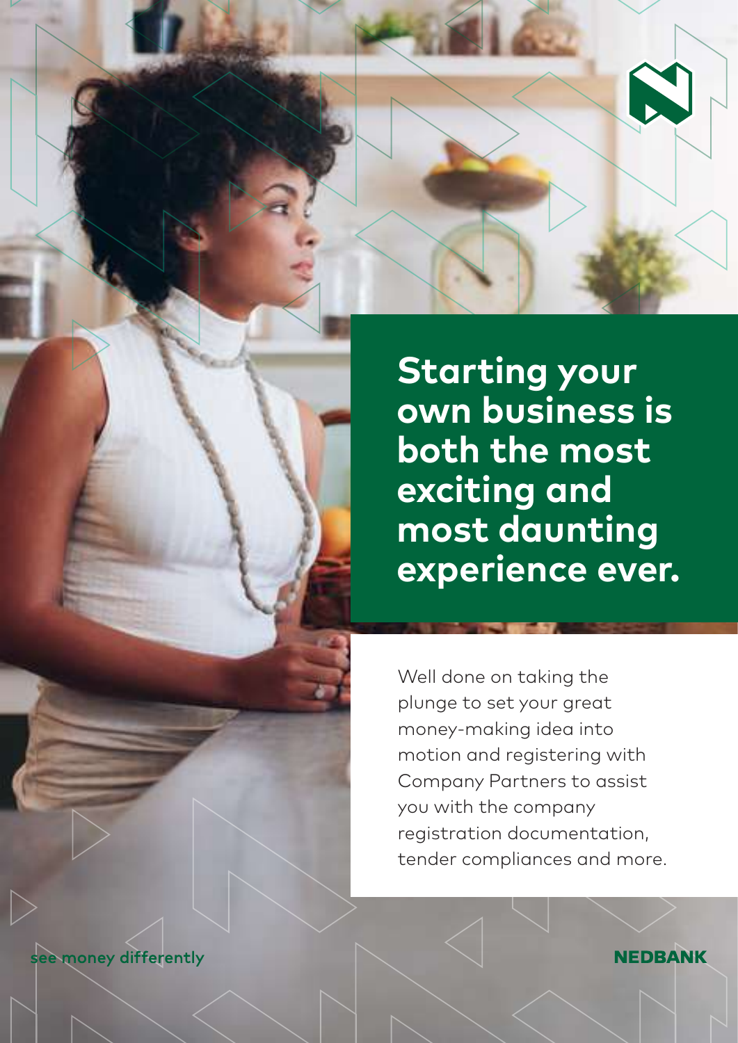# Starting your own business is both the most exciting and most daunting experience ever.

Well done on taking the plunge to set your great money-making idea into motion and registering with Company Partners to assist you with the company registration documentation, tender compliances and more.

see money differently

NEDBANK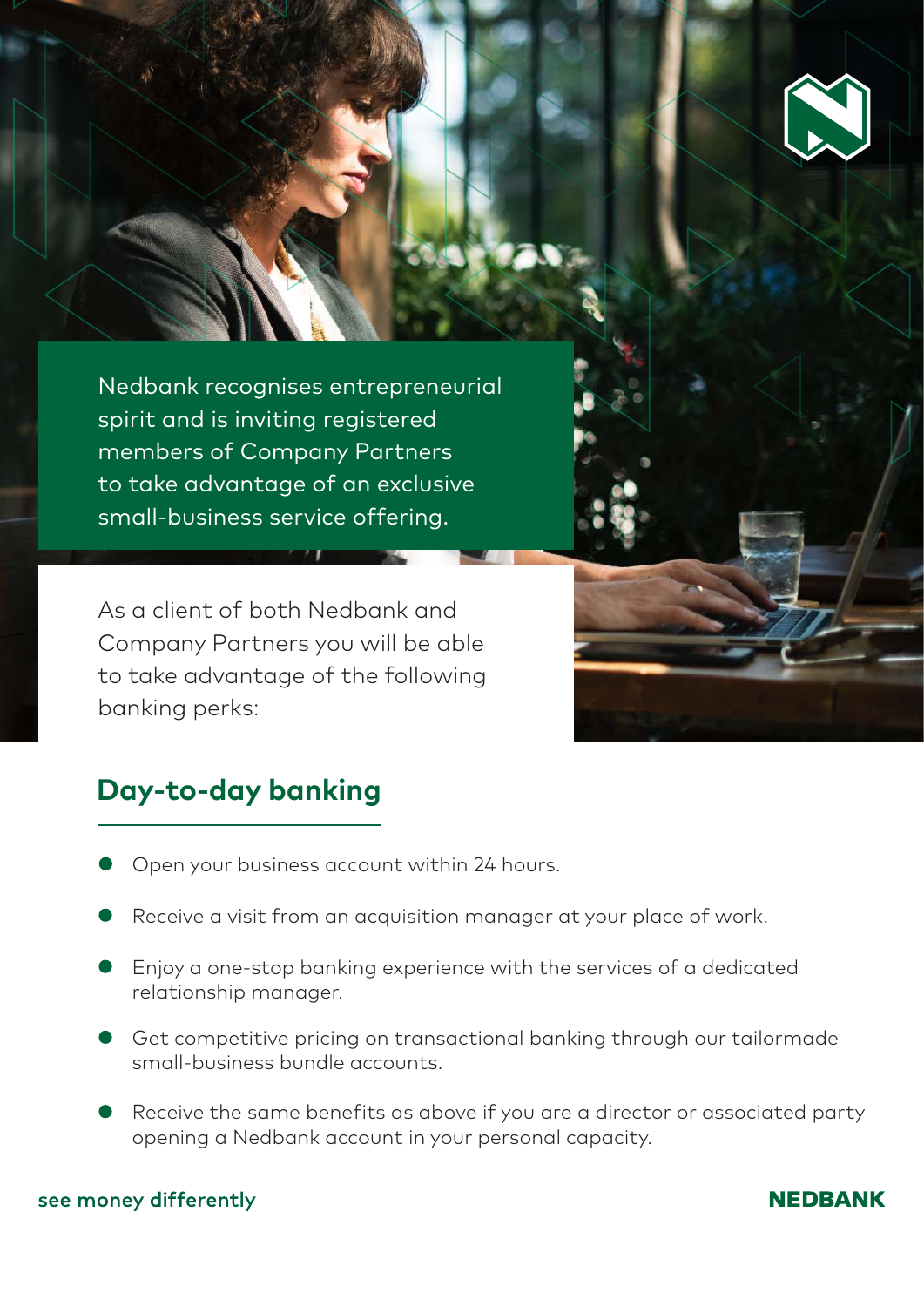Nedbank recognises entrepreneurial spirit and is inviting registered members of Company Partners to take advantage of an exclusive small-business service offering.

As a client of both Nedbank and Company Partners you will be able to take advantage of the following banking perks:

## Day-to-day banking

- Open your business account within 24 hours.
- Receive a visit from an acquisition manager at your place of work.
- Enjoy a one-stop banking experience with the services of a dedicated relationship manager.
- Get competitive pricing on transactional banking through our tailormade small-business bundle accounts.
- Receive the same benefits as above if you are a director or associated party opening a Nedbank account in your personal capacity.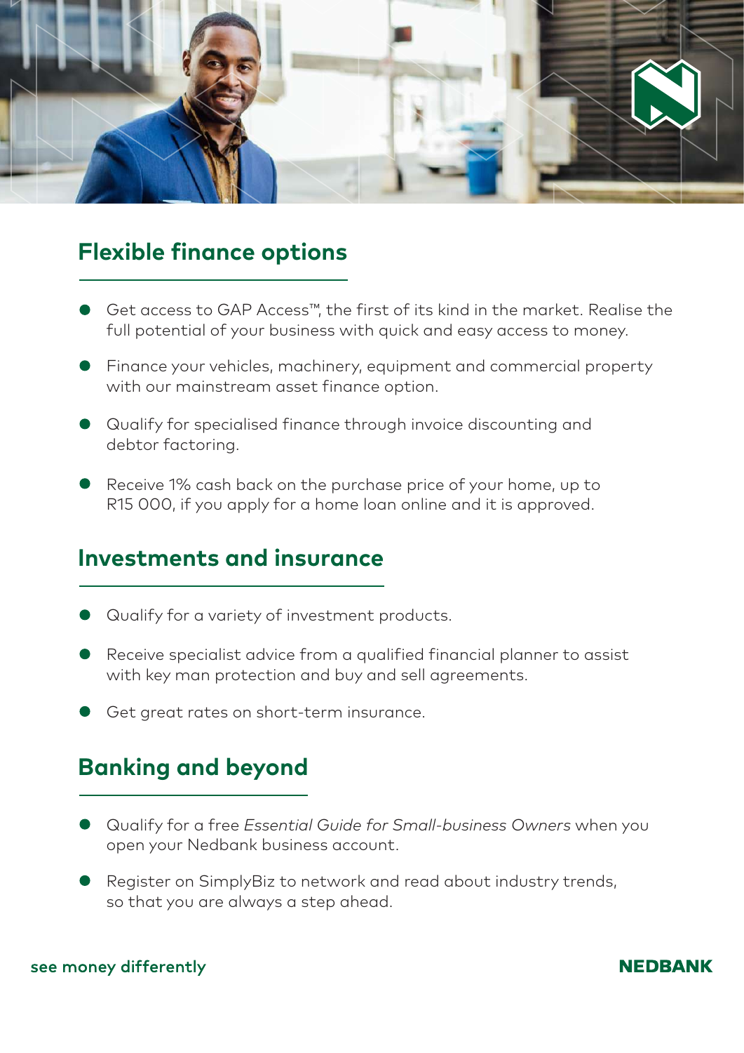## Flexible finance options

- Get access to GAP Access™, the first of its kind in the market. Realise the full potential of your business with quick and easy access to money.
- Finance your vehicles, machinery, equipment and commercial property with our mainstream asset finance option.
- Qualify for specialised finance through invoice discounting and debtor factoring.
- Receive 1% cash back on the purchase price of your home, up to R15 000, if you apply for a home loan online and it is approved.

## Investments and insurance

- Qualify for a variety of investment products.
- Receive specialist advice from a qualified financial planner to assist with key man protection and buy and sell agreements.
- Get great rates on short-term insurance.

## Banking and beyond

- Qualify for a free *Essential Guide for Small-business Owners* when you open your Nedbank business account.
- Register on SimplyBiz to network and read about industry trends, so that you are always a step ahead.

see money differently

**NEDBANK**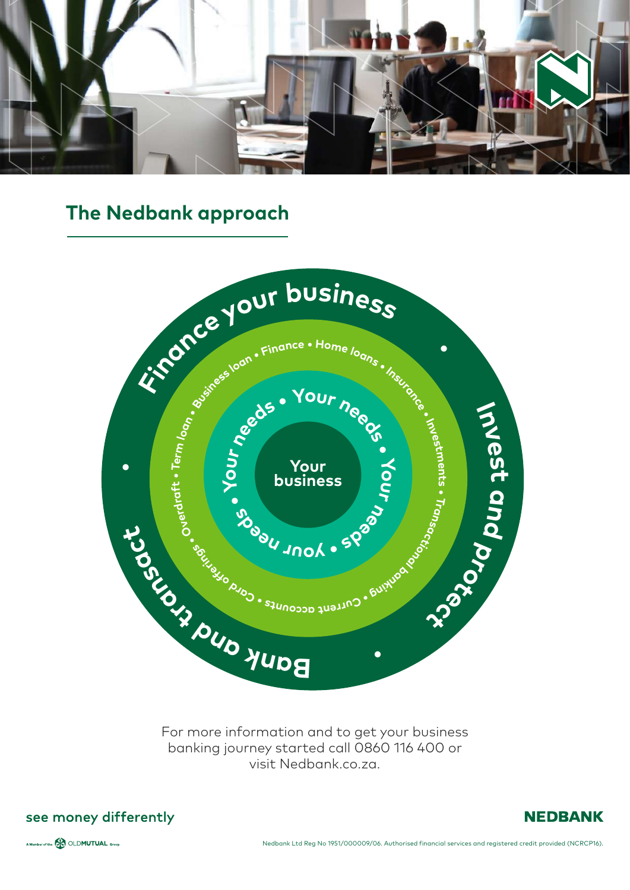## The Nedbank approach

Finance your business

Invest and protect

Bank and transact

Business loan • Finance • Home loans • Insurance • Investments • Transactional banking • Current accounts • Card offerings • Overdraft • Term loan

Your needs • Your needs • Your needs • Your needs

Your business

For more information and to get your business banking journey started call 0860 116 400 or visit Nedbank.co.za.

see money differently

NEDBANK

A Member of the OLDMUTUAL Group

Nedbank Ltd Reg No 1951/000009/06. Authorised financial services and registered credit provider (NCRCP16).